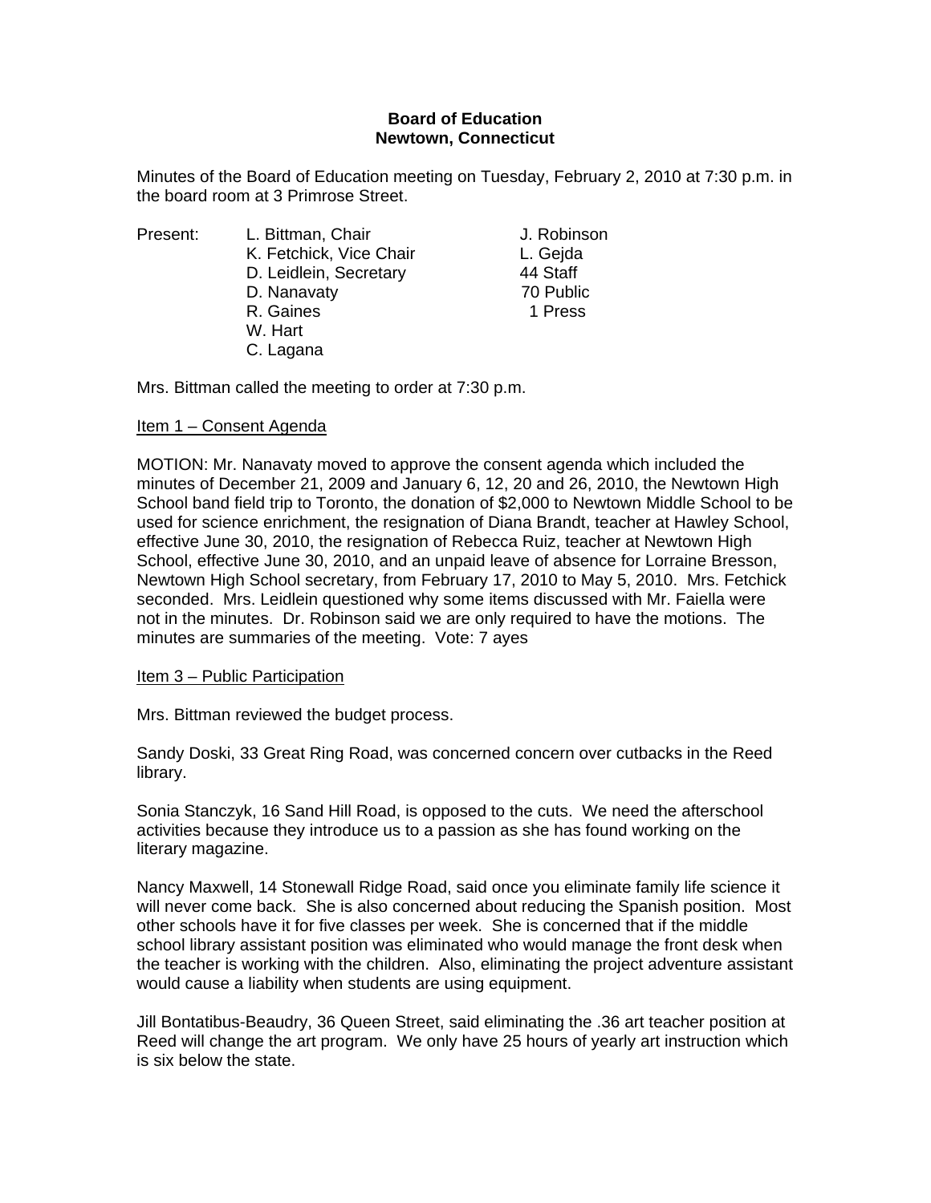**Board of Education**
**Newtown, Connecticut**

Minutes of the Board of Education meeting on Tuesday, February 2, 2010 at 7:30 p.m. in the board room at 3 Primrose Street.

| Present: | L. Bittman, Chair | J. Robinson |
|---|---|---|
| | K. Fetchick, Vice Chair | L. Gejda |
| | D. Leidlein, Secretary | 44 Staff |
| | D. Nanavaty | 70 Public |
| | R. Gaines | 1 Press |
| | W. Hart | |
| | C. Lagana | |

Mrs. Bittman called the meeting to order at 7:30 p.m.

Item 1 – Consent Agenda

MOTION: Mr. Nanavaty moved to approve the consent agenda which included the minutes of December 21, 2009 and January 6, 12, 20 and 26, 2010, the Newtown High School band field trip to Toronto, the donation of $2,000 to Newtown Middle School to be used for science enrichment, the resignation of Diana Brandt, teacher at Hawley School, effective June 30, 2010, the resignation of Rebecca Ruiz, teacher at Newtown High School, effective June 30, 2010, and an unpaid leave of absence for Lorraine Bresson, Newtown High School secretary, from February 17, 2010 to May 5, 2010. Mrs. Fetchick seconded. Mrs. Leidlein questioned why some items discussed with Mr. Faiella were not in the minutes. Dr. Robinson said we are only required to have the motions. The minutes are summaries of the meeting. Vote: 7 ayes

Item 3 – Public Participation

Mrs. Bittman reviewed the budget process.

Sandy Doski, 33 Great Ring Road, was concerned concern over cutbacks in the Reed library.

Sonia Stanczyk, 16 Sand Hill Road, is opposed to the cuts. We need the afterschool activities because they introduce us to a passion as she has found working on the literary magazine.

Nancy Maxwell, 14 Stonewall Ridge Road, said once you eliminate family life science it will never come back. She is also concerned about reducing the Spanish position. Most other schools have it for five classes per week. She is concerned that if the middle school library assistant position was eliminated who would manage the front desk when the teacher is working with the children. Also, eliminating the project adventure assistant would cause a liability when students are using equipment.

Jill Bontatibus-Beaudry, 36 Queen Street, said eliminating the .36 art teacher position at Reed will change the art program. We only have 25 hours of yearly art instruction which is six below the state.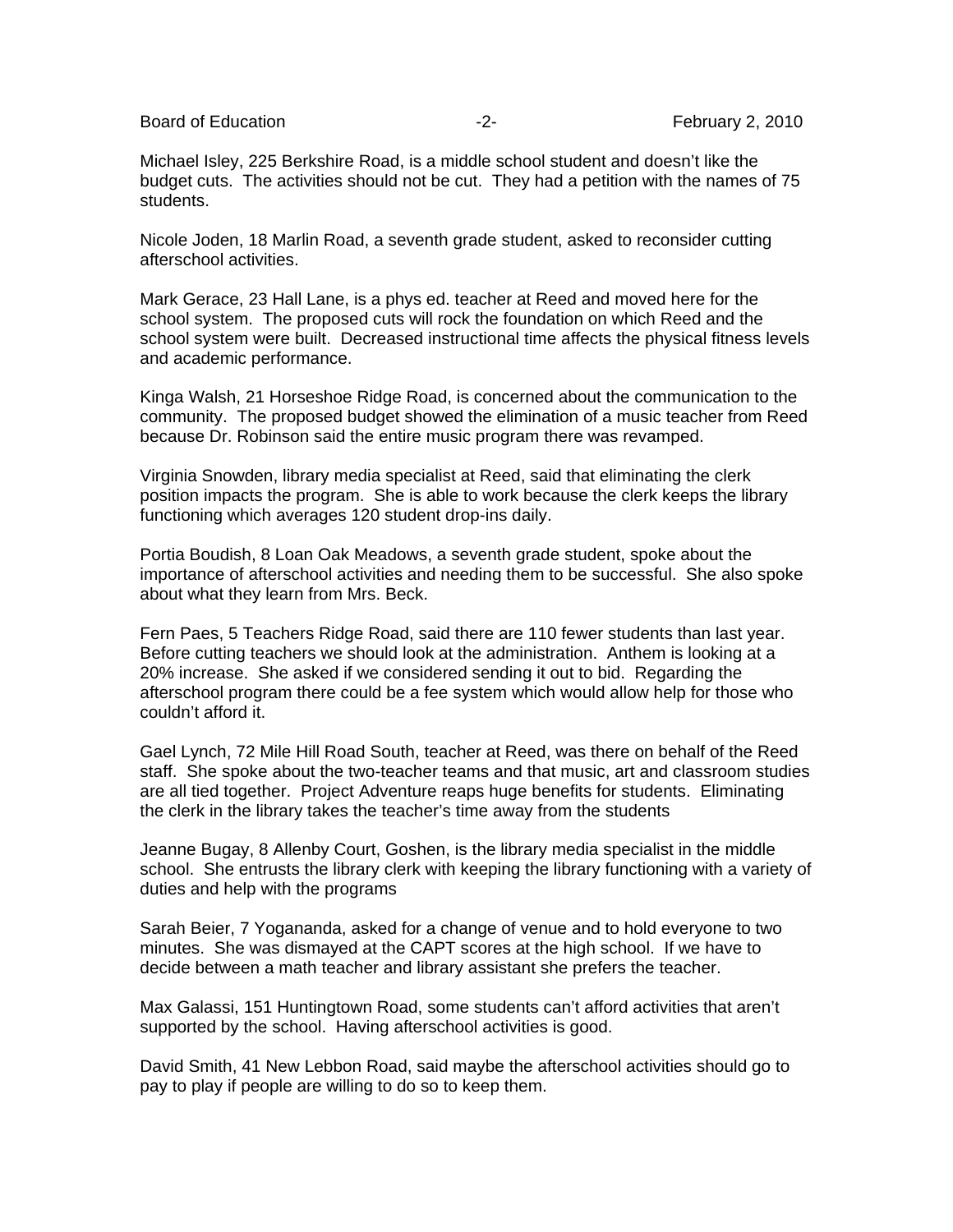Michael Isley, 225 Berkshire Road, is a middle school student and doesn't like the budget cuts. The activities should not be cut. They had a petition with the names of 75 students.

Nicole Joden, 18 Marlin Road, a seventh grade student, asked to reconsider cutting afterschool activities.

Mark Gerace, 23 Hall Lane, is a phys ed. teacher at Reed and moved here for the school system. The proposed cuts will rock the foundation on which Reed and the school system were built. Decreased instructional time affects the physical fitness levels and academic performance.

Kinga Walsh, 21 Horseshoe Ridge Road, is concerned about the communication to the community. The proposed budget showed the elimination of a music teacher from Reed because Dr. Robinson said the entire music program there was revamped.

Virginia Snowden, library media specialist at Reed, said that eliminating the clerk position impacts the program. She is able to work because the clerk keeps the library functioning which averages 120 student drop-ins daily.

Portia Boudish, 8 Loan Oak Meadows, a seventh grade student, spoke about the importance of afterschool activities and needing them to be successful. She also spoke about what they learn from Mrs. Beck.

Fern Paes, 5 Teachers Ridge Road, said there are 110 fewer students than last year. Before cutting teachers we should look at the administration. Anthem is looking at a 20% increase. She asked if we considered sending it out to bid. Regarding the afterschool program there could be a fee system which would allow help for those who couldn't afford it.

Gael Lynch, 72 Mile Hill Road South, teacher at Reed, was there on behalf of the Reed staff. She spoke about the two-teacher teams and that music, art and classroom studies are all tied together. Project Adventure reaps huge benefits for students. Eliminating the clerk in the library takes the teacher's time away from the students

Jeanne Bugay, 8 Allenby Court, Goshen, is the library media specialist in the middle school. She entrusts the library clerk with keeping the library functioning with a variety of duties and help with the programs

Sarah Beier, 7 Yogananda, asked for a change of venue and to hold everyone to two minutes. She was dismayed at the CAPT scores at the high school. If we have to decide between a math teacher and library assistant she prefers the teacher.

Max Galassi, 151 Huntingtown Road, some students can't afford activities that aren't supported by the school. Having afterschool activities is good.

David Smith, 41 New Lebbon Road, said maybe the afterschool activities should go to pay to play if people are willing to do so to keep them.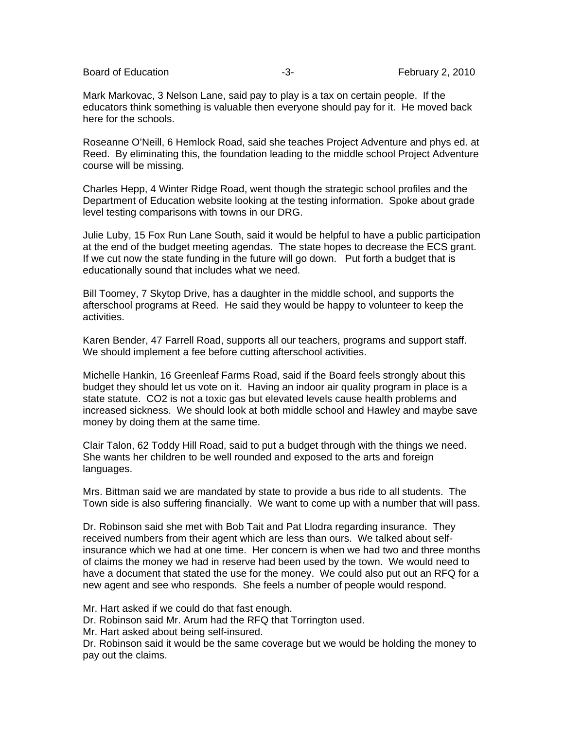Mark Markovac, 3 Nelson Lane, said pay to play is a tax on certain people. If the educators think something is valuable then everyone should pay for it. He moved back here for the schools.

Roseanne O'Neill, 6 Hemlock Road, said she teaches Project Adventure and phys ed. at Reed. By eliminating this, the foundation leading to the middle school Project Adventure course will be missing.

Charles Hepp, 4 Winter Ridge Road, went though the strategic school profiles and the Department of Education website looking at the testing information. Spoke about grade level testing comparisons with towns in our DRG.

Julie Luby, 15 Fox Run Lane South, said it would be helpful to have a public participation at the end of the budget meeting agendas. The state hopes to decrease the ECS grant. If we cut now the state funding in the future will go down. Put forth a budget that is educationally sound that includes what we need.

Bill Toomey, 7 Skytop Drive, has a daughter in the middle school, and supports the afterschool programs at Reed. He said they would be happy to volunteer to keep the activities.

Karen Bender, 47 Farrell Road, supports all our teachers, programs and support staff. We should implement a fee before cutting afterschool activities.

Michelle Hankin, 16 Greenleaf Farms Road, said if the Board feels strongly about this budget they should let us vote on it. Having an indoor air quality program in place is a state statute. $CO_2$ is not a toxic gas but elevated levels cause health problems and increased sickness. We should look at both middle school and Hawley and maybe save money by doing them at the same time.

Clair Talon, 62 Toddy Hill Road, said to put a budget through with the things we need. She wants her children to be well rounded and exposed to the arts and foreign languages.

Mrs. Bittman said we are mandated by state to provide a bus ride to all students. The Town side is also suffering financially. We want to come up with a number that will pass.

Dr. Robinson said she met with Bob Tait and Pat Llodra regarding insurance. They received numbers from their agent which are less than ours. We talked about self-insurance which we had at one time. Her concern is when we had two and three months of claims the money we had in reserve had been used by the town. We would need to have a document that stated the use for the money. We could also put out an RFQ for a new agent and see who responds. She feels a number of people would respond.

Mr. Hart asked if we could do that fast enough.
Dr. Robinson said Mr. Arum had the RFQ that Torrington used.
Mr. Hart asked about being self-insured.
Dr. Robinson said it would be the same coverage but we would be holding the money to pay out the claims.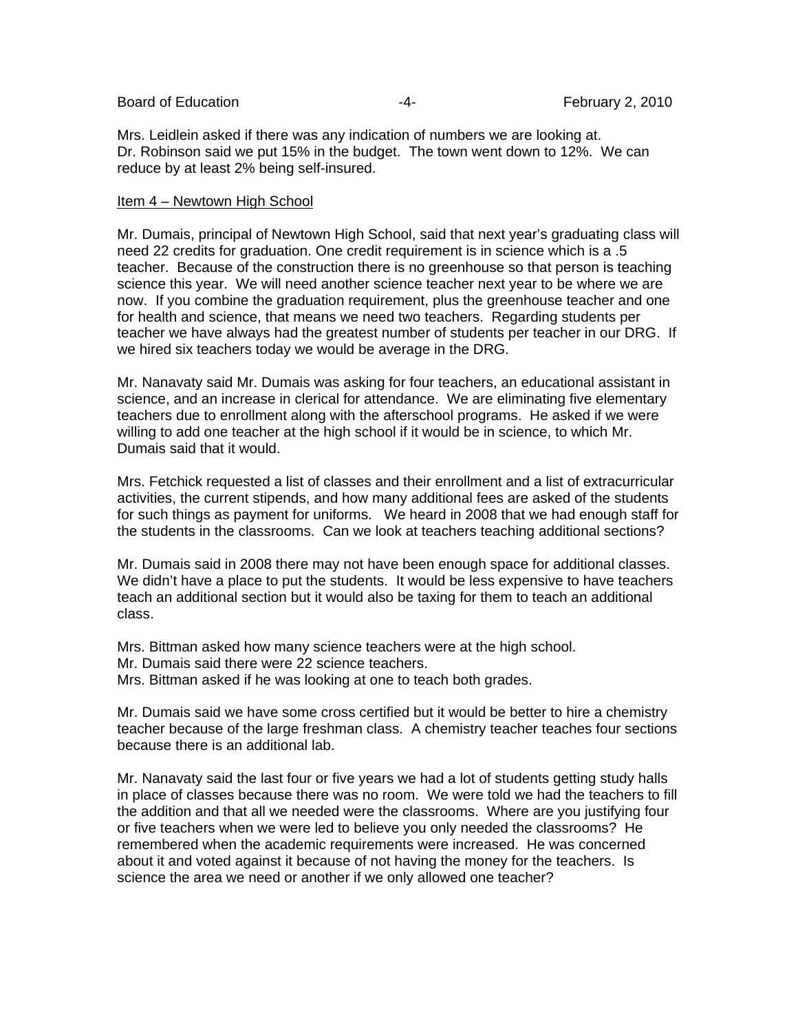Mrs. Leidlein asked if there was any indication of numbers we are looking at.
Dr. Robinson said we put 15% in the budget. The town went down to 12%. We can reduce by at least 2% being self-insured.

Item 4 – Newtown High School

Mr. Dumais, principal of Newtown High School, said that next year's graduating class will need 22 credits for graduation. One credit requirement is in science which is a .5 teacher. Because of the construction there is no greenhouse so that person is teaching science this year. We will need another science teacher next year to be where we are now. If you combine the graduation requirement, plus the greenhouse teacher and one for health and science, that means we need two teachers. Regarding students per teacher we have always had the greatest number of students per teacher in our DRG. If we hired six teachers today we would be average in the DRG.

Mr. Nanavaty said Mr. Dumais was asking for four teachers, an educational assistant in science, and an increase in clerical for attendance. We are eliminating five elementary teachers due to enrollment along with the afterschool programs. He asked if we were willing to add one teacher at the high school if it would be in science, to which Mr. Dumais said that it would.

Mrs. Fetchick requested a list of classes and their enrollment and a list of extracurricular activities, the current stipends, and how many additional fees are asked of the students for such things as payment for uniforms. We heard in 2008 that we had enough staff for the students in the classrooms. Can we look at teachers teaching additional sections?

Mr. Dumais said in 2008 there may not have been enough space for additional classes. We didn't have a place to put the students. It would be less expensive to have teachers teach an additional section but it would also be taxing for them to teach an additional class.

Mrs. Bittman asked how many science teachers were at the high school.
Mr. Dumais said there were 22 science teachers.
Mrs. Bittman asked if he was looking at one to teach both grades.

Mr. Dumais said we have some cross certified but it would be better to hire a chemistry teacher because of the large freshman class. A chemistry teacher teaches four sections because there is an additional lab.

Mr. Nanavaty said the last four or five years we had a lot of students getting study halls in place of classes because there was no room. We were told we had the teachers to fill the addition and that all we needed were the classrooms. Where are you justifying four or five teachers when we were led to believe you only needed the classrooms? He remembered when the academic requirements were increased. He was concerned about it and voted against it because of not having the money for the teachers. Is science the area we need or another if we only allowed one teacher?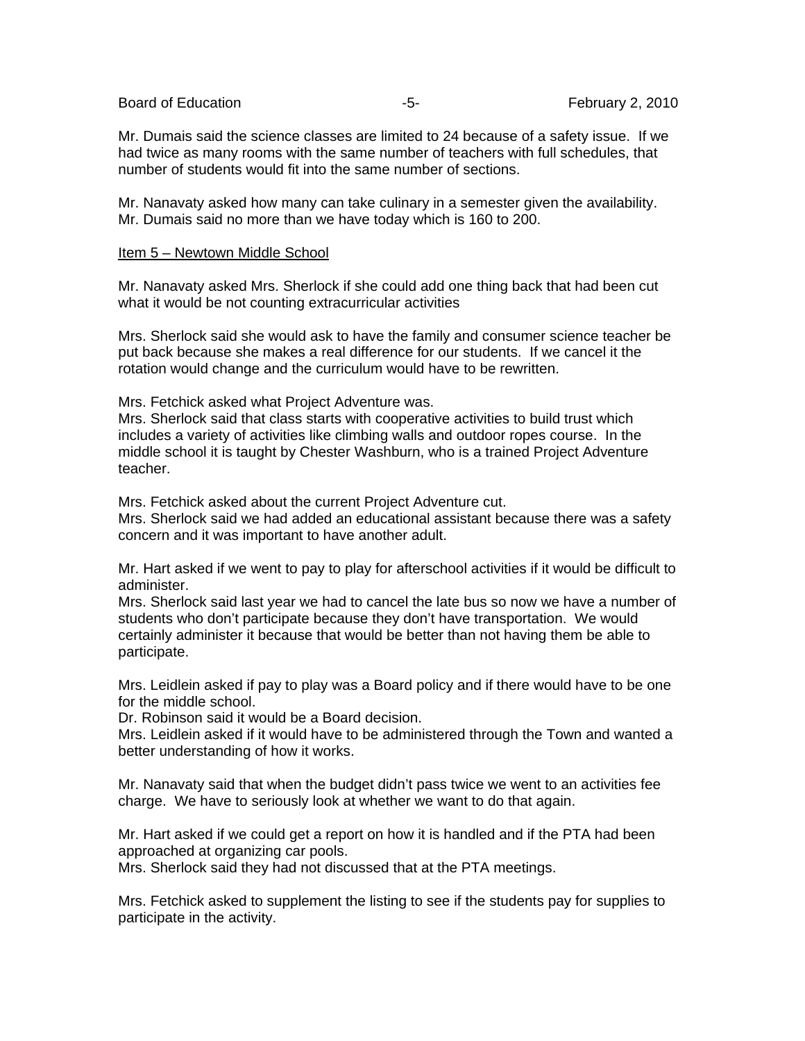Mr. Dumais said the science classes are limited to 24 because of a safety issue. If we had twice as many rooms with the same number of teachers with full schedules, that number of students would fit into the same number of sections.

Mr. Nanavaty asked how many can take culinary in a semester given the availability. Mr. Dumais said no more than we have today which is 160 to 200.

Item 5 – Newtown Middle School

Mr. Nanavaty asked Mrs. Sherlock if she could add one thing back that had been cut what it would be not counting extracurricular activities

Mrs. Sherlock said she would ask to have the family and consumer science teacher be put back because she makes a real difference for our students. If we cancel it the rotation would change and the curriculum would have to be rewritten.

Mrs. Fetchick asked what Project Adventure was.
Mrs. Sherlock said that class starts with cooperative activities to build trust which includes a variety of activities like climbing walls and outdoor ropes course. In the middle school it is taught by Chester Washburn, who is a trained Project Adventure teacher.

Mrs. Fetchick asked about the current Project Adventure cut.
Mrs. Sherlock said we had added an educational assistant because there was a safety concern and it was important to have another adult.

Mr. Hart asked if we went to pay to play for afterschool activities if it would be difficult to administer.
Mrs. Sherlock said last year we had to cancel the late bus so now we have a number of students who don't participate because they don't have transportation. We would certainly administer it because that would be better than not having them be able to participate.

Mrs. Leidlein asked if pay to play was a Board policy and if there would have to be one for the middle school.
Dr. Robinson said it would be a Board decision.
Mrs. Leidlein asked if it would have to be administered through the Town and wanted a better understanding of how it works.

Mr. Nanavaty said that when the budget didn't pass twice we went to an activities fee charge. We have to seriously look at whether we want to do that again.

Mr. Hart asked if we could get a report on how it is handled and if the PTA had been approached at organizing car pools.
Mrs. Sherlock said they had not discussed that at the PTA meetings.

Mrs. Fetchick asked to supplement the listing to see if the students pay for supplies to participate in the activity.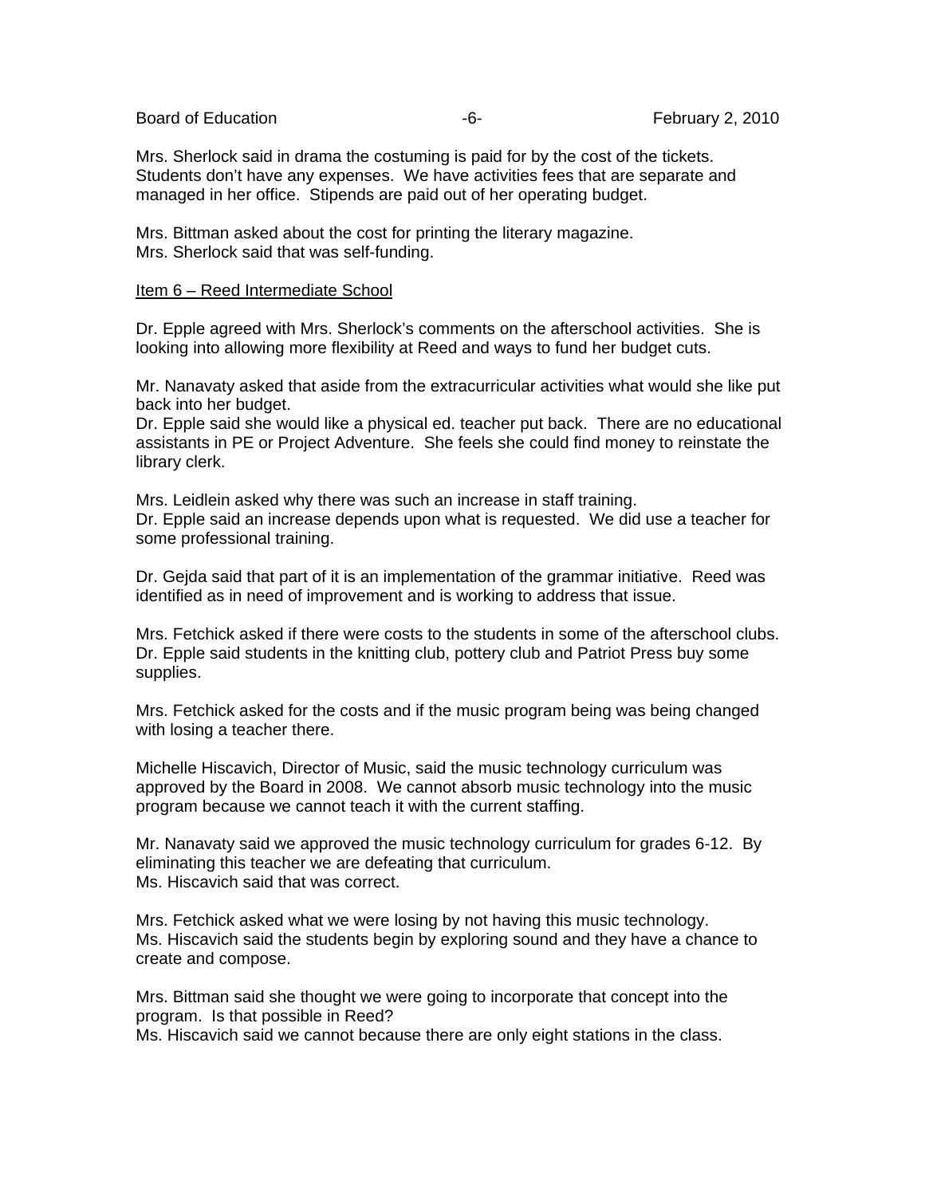Mrs. Sherlock said in drama the costuming is paid for by the cost of the tickets. Students don't have any expenses. We have activities fees that are separate and managed in her office. Stipends are paid out of her operating budget.

Mrs. Bittman asked about the cost for printing the literary magazine.
Mrs. Sherlock said that was self-funding.

Item 6 – Reed Intermediate School

Dr. Epple agreed with Mrs. Sherlock's comments on the afterschool activities. She is looking into allowing more flexibility at Reed and ways to fund her budget cuts.

Mr. Nanavaty asked that aside from the extracurricular activities what would she like put back into her budget.
Dr. Epple said she would like a physical ed. teacher put back. There are no educational assistants in PE or Project Adventure. She feels she could find money to reinstate the library clerk.

Mrs. Leidlein asked why there was such an increase in staff training.
Dr. Epple said an increase depends upon what is requested. We did use a teacher for some professional training.

Dr. Gejda said that part of it is an implementation of the grammar initiative. Reed was identified as in need of improvement and is working to address that issue.

Mrs. Fetchick asked if there were costs to the students in some of the afterschool clubs.
Dr. Epple said students in the knitting club, pottery club and Patriot Press buy some supplies.

Mrs. Fetchick asked for the costs and if the music program being was being changed with losing a teacher there.

Michelle Hiscavich, Director of Music, said the music technology curriculum was approved by the Board in 2008. We cannot absorb music technology into the music program because we cannot teach it with the current staffing.

Mr. Nanavaty said we approved the music technology curriculum for grades 6-12. By eliminating this teacher we are defeating that curriculum.
Ms. Hiscavich said that was correct.

Mrs. Fetchick asked what we were losing by not having this music technology.
Ms. Hiscavich said the students begin by exploring sound and they have a chance to create and compose.

Mrs. Bittman said she thought we were going to incorporate that concept into the program. Is that possible in Reed?
Ms. Hiscavich said we cannot because there are only eight stations in the class.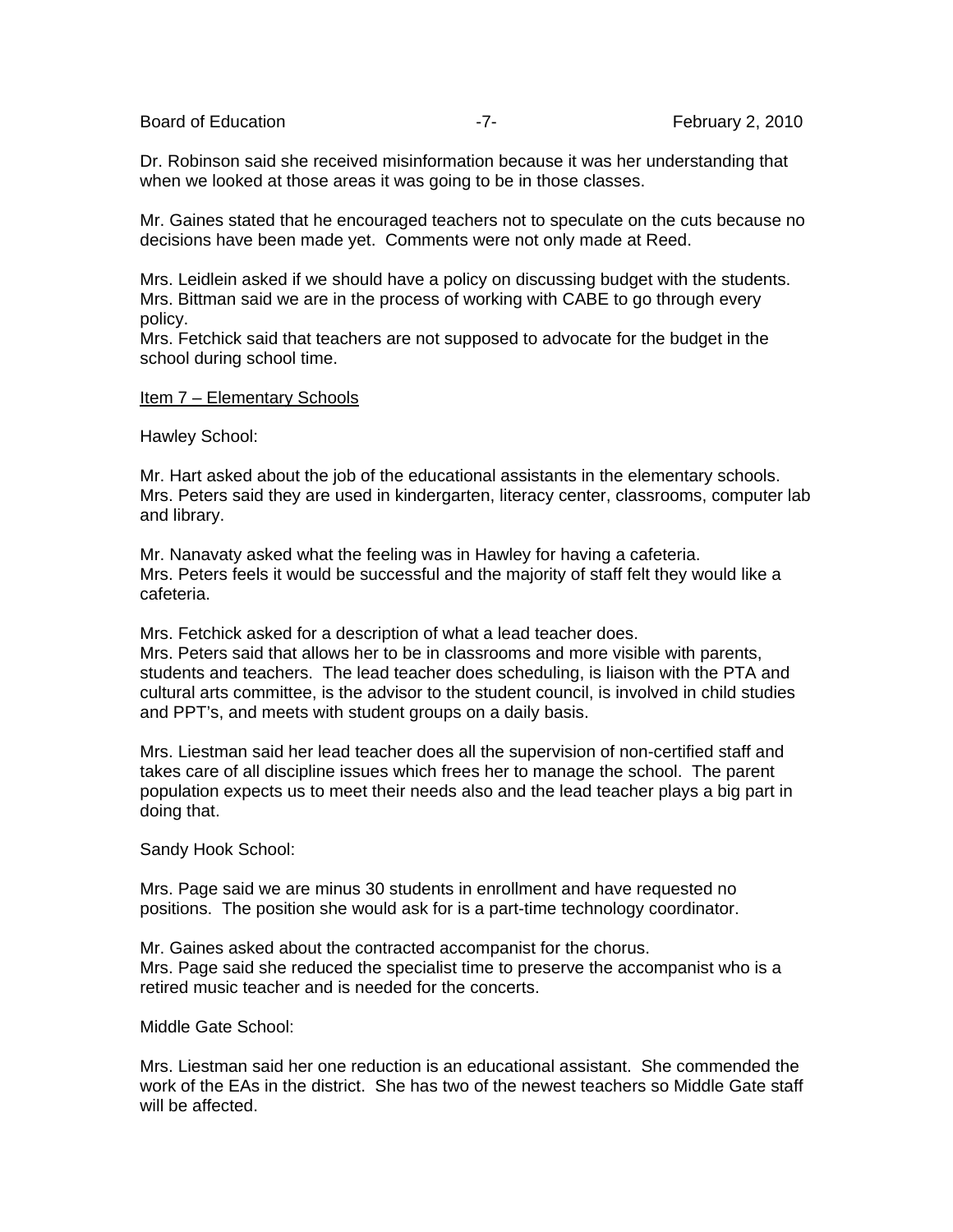Dr. Robinson said she received misinformation because it was her understanding that when we looked at those areas it was going to be in those classes.

Mr. Gaines stated that he encouraged teachers not to speculate on the cuts because no decisions have been made yet. Comments were not only made at Reed.

Mrs. Leidlein asked if we should have a policy on discussing budget with the students. Mrs. Bittman said we are in the process of working with CABE to go through every policy.
Mrs. Fetchick said that teachers are not supposed to advocate for the budget in the school during school time.

<u>Item 7 – Elementary Schools</u>

Hawley School:

Mr. Hart asked about the job of the educational assistants in the elementary schools. Mrs. Peters said they are used in kindergarten, literacy center, classrooms, computer lab and library.

Mr. Nanavaty asked what the feeling was in Hawley for having a cafeteria.
Mrs. Peters feels it would be successful and the majority of staff felt they would like a cafeteria.

Mrs. Fetchick asked for a description of what a lead teacher does.
Mrs. Peters said that allows her to be in classrooms and more visible with parents, students and teachers. The lead teacher does scheduling, is liaison with the PTA and cultural arts committee, is the advisor to the student council, is involved in child studies and PPT's, and meets with student groups on a daily basis.

Mrs. Liestman said her lead teacher does all the supervision of non-certified staff and takes care of all discipline issues which frees her to manage the school. The parent population expects us to meet their needs also and the lead teacher plays a big part in doing that.

Sandy Hook School:

Mrs. Page said we are minus 30 students in enrollment and have requested no positions. The position she would ask for is a part-time technology coordinator.

Mr. Gaines asked about the contracted accompanist for the chorus.
Mrs. Page said she reduced the specialist time to preserve the accompanist who is a retired music teacher and is needed for the concerts.

Middle Gate School:

Mrs. Liestman said her one reduction is an educational assistant. She commended the work of the EAs in the district. She has two of the newest teachers so Middle Gate staff will be affected.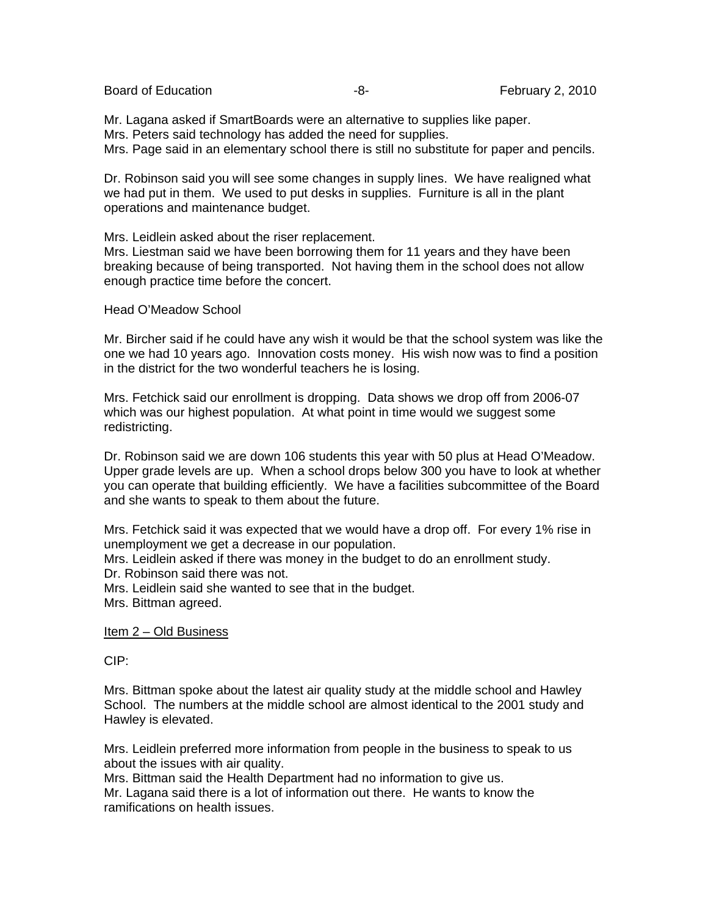Mr. Lagana asked if SmartBoards were an alternative to supplies like paper.
Mrs. Peters said technology has added the need for supplies.
Mrs. Page said in an elementary school there is still no substitute for paper and pencils.

Dr. Robinson said you will see some changes in supply lines. We have realigned what we had put in them. We used to put desks in supplies. Furniture is all in the plant operations and maintenance budget.

Mrs. Leidlein asked about the riser replacement.
Mrs. Liestman said we have been borrowing them for 11 years and they have been breaking because of being transported. Not having them in the school does not allow enough practice time before the concert.

Head O'Meadow School

Mr. Bircher said if he could have any wish it would be that the school system was like the one we had 10 years ago. Innovation costs money. His wish now was to find a position in the district for the two wonderful teachers he is losing.

Mrs. Fetchick said our enrollment is dropping. Data shows we drop off from 2006-07 which was our highest population. At what point in time would we suggest some redistricting.

Dr. Robinson said we are down 106 students this year with 50 plus at Head O'Meadow. Upper grade levels are up. When a school drops below 300 you have to look at whether you can operate that building efficiently. We have a facilities subcommittee of the Board and she wants to speak to them about the future.

Mrs. Fetchick said it was expected that we would have a drop off. For every 1% rise in unemployment we get a decrease in our population.
Mrs. Leidlein asked if there was money in the budget to do an enrollment study.
Dr. Robinson said there was not.
Mrs. Leidlein said she wanted to see that in the budget.
Mrs. Bittman agreed.

Item 2 – Old Business

CIP:

Mrs. Bittman spoke about the latest air quality study at the middle school and Hawley School. The numbers at the middle school are almost identical to the 2001 study and Hawley is elevated.

Mrs. Leidlein preferred more information from people in the business to speak to us about the issues with air quality.
Mrs. Bittman said the Health Department had no information to give us.
Mr. Lagana said there is a lot of information out there. He wants to know the ramifications on health issues.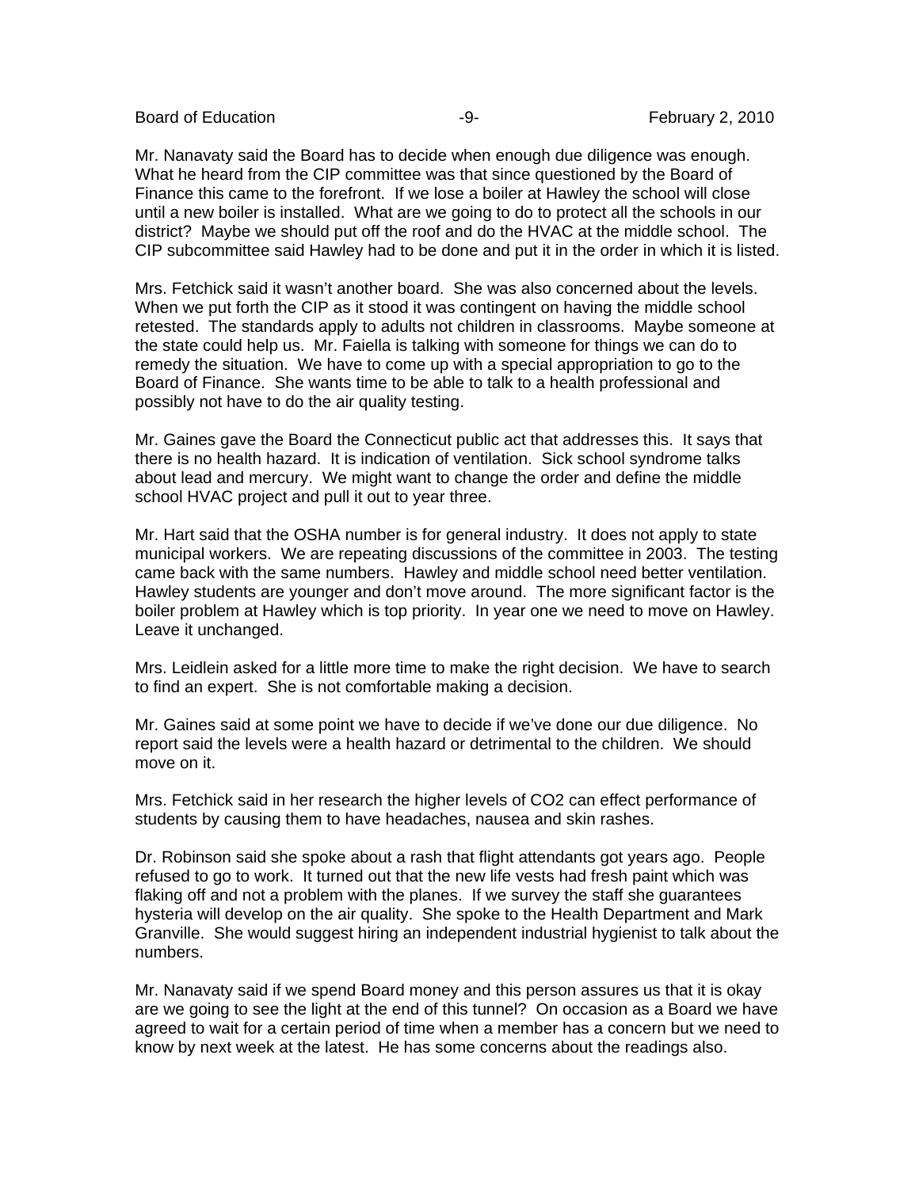Mr. Nanavaty said the Board has to decide when enough due diligence was enough. What he heard from the CIP committee was that since questioned by the Board of Finance this came to the forefront. If we lose a boiler at Hawley the school will close until a new boiler is installed. What are we going to do to protect all the schools in our district? Maybe we should put off the roof and do the HVAC at the middle school. The CIP subcommittee said Hawley had to be done and put it in the order in which it is listed.

Mrs. Fetchick said it wasn't another board. She was also concerned about the levels. When we put forth the CIP as it stood it was contingent on having the middle school retested. The standards apply to adults not children in classrooms. Maybe someone at the state could help us. Mr. Faiella is talking with someone for things we can do to remedy the situation. We have to come up with a special appropriation to go to the Board of Finance. She wants time to be able to talk to a health professional and possibly not have to do the air quality testing.

Mr. Gaines gave the Board the Connecticut public act that addresses this. It says that there is no health hazard. It is indication of ventilation. Sick school syndrome talks about lead and mercury. We might want to change the order and define the middle school HVAC project and pull it out to year three.

Mr. Hart said that the OSHA number is for general industry. It does not apply to state municipal workers. We are repeating discussions of the committee in 2003. The testing came back with the same numbers. Hawley and middle school need better ventilation. Hawley students are younger and don't move around. The more significant factor is the boiler problem at Hawley which is top priority. In year one we need to move on Hawley. Leave it unchanged.

Mrs. Leidlein asked for a little more time to make the right decision. We have to search to find an expert. She is not comfortable making a decision.

Mr. Gaines said at some point we have to decide if we've done our due diligence. No report said the levels were a health hazard or detrimental to the children. We should move on it.

Mrs. Fetchick said in her research the higher levels of $CO_2$ can effect performance of students by causing them to have headaches, nausea and skin rashes.

Dr. Robinson said she spoke about a rash that flight attendants got years ago. People refused to go to work. It turned out that the new life vests had fresh paint which was flaking off and not a problem with the planes. If we survey the staff she guarantees hysteria will develop on the air quality. She spoke to the Health Department and Mark Granville. She would suggest hiring an independent industrial hygienist to talk about the numbers.

Mr. Nanavaty said if we spend Board money and this person assures us that it is okay are we going to see the light at the end of this tunnel? On occasion as a Board we have agreed to wait for a certain period of time when a member has a concern but we need to know by next week at the latest. He has some concerns about the readings also.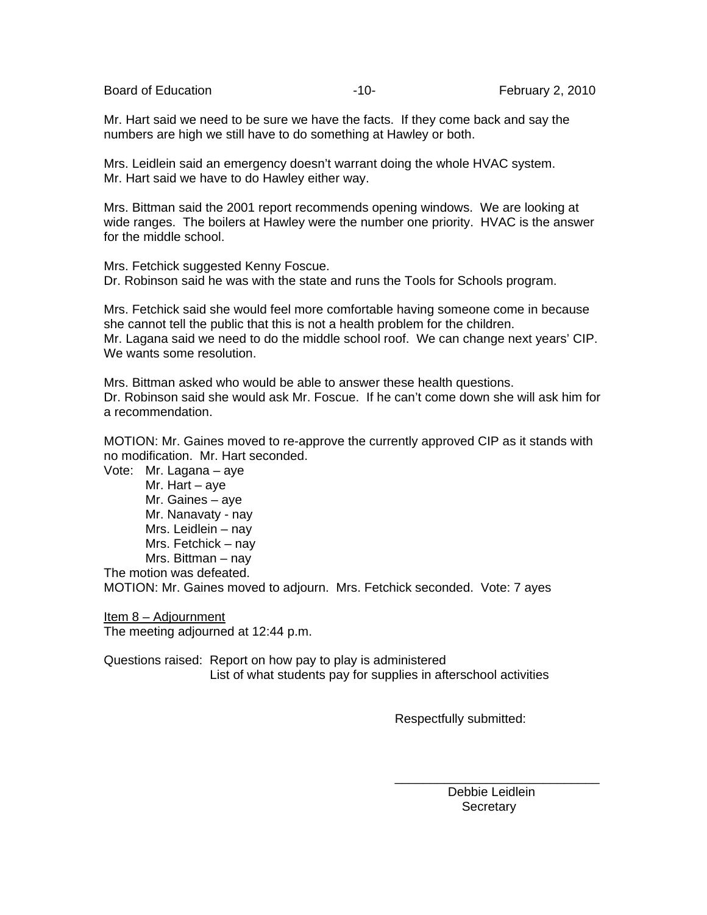Mr. Hart said we need to be sure we have the facts. If they come back and say the numbers are high we still have to do something at Hawley or both.

Mrs. Leidlein said an emergency doesn't warrant doing the whole HVAC system.
Mr. Hart said we have to do Hawley either way.

Mrs. Bittman said the 2001 report recommends opening windows. We are looking at wide ranges. The boilers at Hawley were the number one priority. HVAC is the answer for the middle school.

Mrs. Fetchick suggested Kenny Foscue.
Dr. Robinson said he was with the state and runs the Tools for Schools program.

Mrs. Fetchick said she would feel more comfortable having someone come in because she cannot tell the public that this is not a health problem for the children.
Mr. Lagana said we need to do the middle school roof. We can change next years' CIP. We wants some resolution.

Mrs. Bittman asked who would be able to answer these health questions.
Dr. Robinson said she would ask Mr. Foscue. If he can't come down she will ask him for a recommendation.

MOTION: Mr. Gaines moved to re-approve the currently approved CIP as it stands with no modification. Mr. Hart seconded.
Vote: Mr. Lagana – aye
Mr. Hart – aye
Mr. Gaines – aye
Mr. Nanavaty - nay
Mrs. Leidlein – nay
Mrs. Fetchick – nay
Mrs. Bittman – nay
The motion was defeated.
MOTION: Mr. Gaines moved to adjourn. Mrs. Fetchick seconded. Vote: 7 ayes

Item 8 – Adjournment
The meeting adjourned at 12:44 p.m.

Questions raised: Report on how pay to play is administered
List of what students pay for supplies in afterschool activities

Respectfully submitted:

\_\_\_\_\_\_\_\_\_\_\_\_\_\_\_\_\_\_\_\_\_\_\_\_\_\_\_\_\_\_
Debbie Leidlein
Secretary